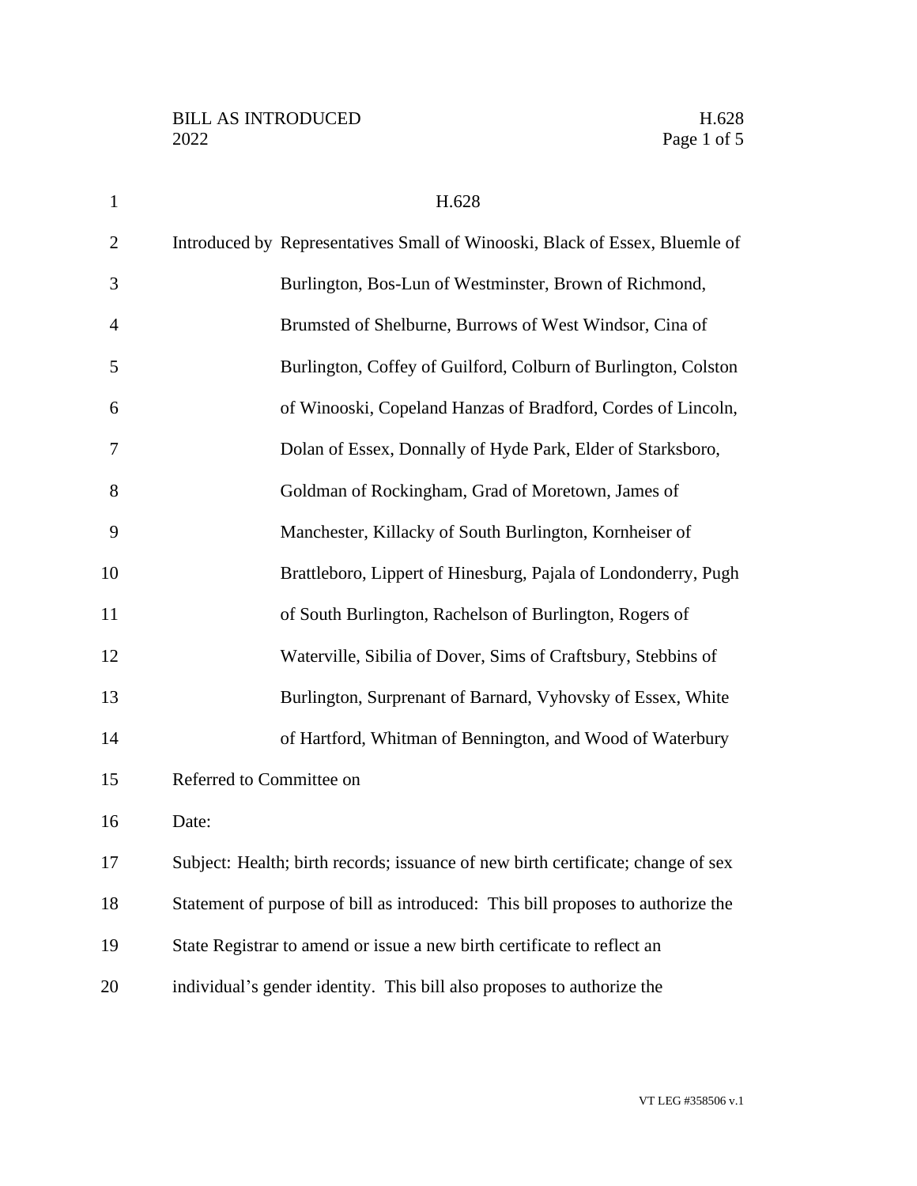# H.628

Introduced by Representatives Small of Winooski, Black of Essex, Bluemle of Burlington, Bos-Lun of Westminster, Brown of Richmond, Brumsted of Shelburne, Burrows of West Windsor, Cina of Burlington, Coffey of Guilford, Colburn of Burlington, Colston of Winooski, Copeland Hanzas of Bradford, Cordes of Lincoln, Dolan of Essex, Donnally of Hyde Park, Elder of Starksboro, Goldman of Rockingham, Grad of Moretown, James of Manchester, Killacky of South Burlington, Kornheiser of Brattleboro, Lippert of Hinesburg, Pajala of Londonderry, Pugh of South Burlington, Rachelson of Burlington, Rogers of Waterville, Sibilia of Dover, Sims of Craftsbury, Stebbins of Burlington, Surprenant of Barnard, Vyhovsky of Essex, White of Hartford, Whitman of Bennington, and Wood of Waterbury

Referred to Committee on

Date:

Subject: Health; birth records; issuance of new birth certificate; change of sex

Statement of purpose of bill as introduced: This bill proposes to authorize the State Registrar to amend or issue a new birth certificate to reflect an individual's gender identity. This bill also proposes to authorize the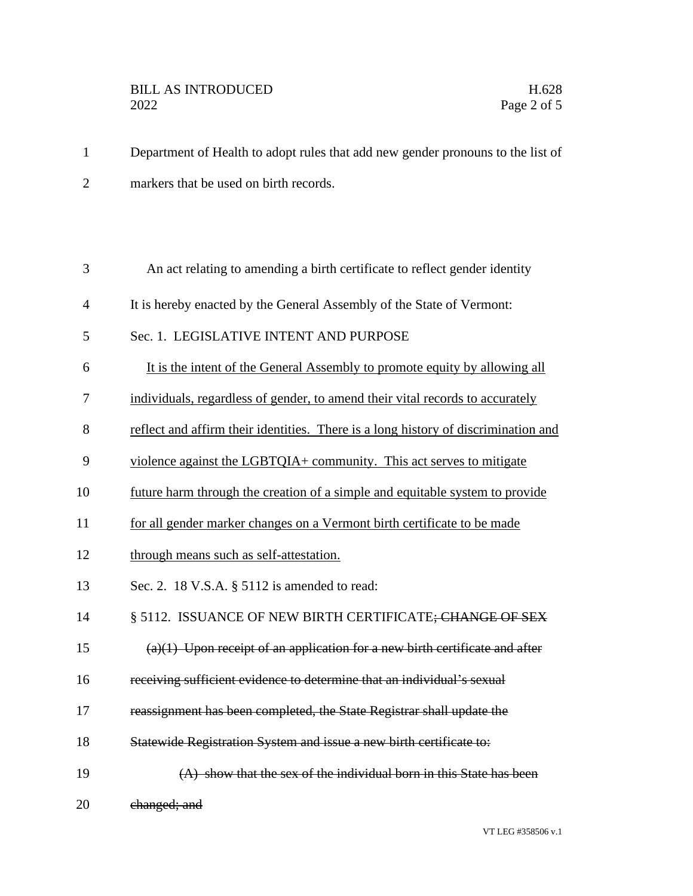Department of Health to adopt rules that add new gender pronouns to the list of markers that be used on birth records.

An act relating to amending a birth certificate to reflect gender identity

It is hereby enacted by the General Assembly of the State of Vermont:

Sec. 1. LEGISLATIVE INTENT AND PURPOSE

<u>It is the intent of the General Assembly to promote equity by allowing all individuals, regardless of gender, to amend their vital records to accurately reflect and affirm their identities. There is a long history of discrimination and violence against the LGBTQIA+ community. This act serves to mitigate future harm through the creation of a simple and equitable system to provide for all gender marker changes on a Vermont birth certificate to be made through means such as self-attestation.</u>

Sec. 2. 18 V.S.A. § 5112 is amended to read:

§ 5112. ISSUANCE OF NEW BIRTH CERTIFICATE~~; CHANGE OF SEX~~

~~(a)(1) Upon receipt of an application for a new birth certificate and after receiving sufficient evidence to determine that an individual's sexual reassignment has been completed, the State Registrar shall update the Statewide Registration System and issue a new birth certificate to:~~

~~(A) show that the sex of the individual born in this State has been changed; and~~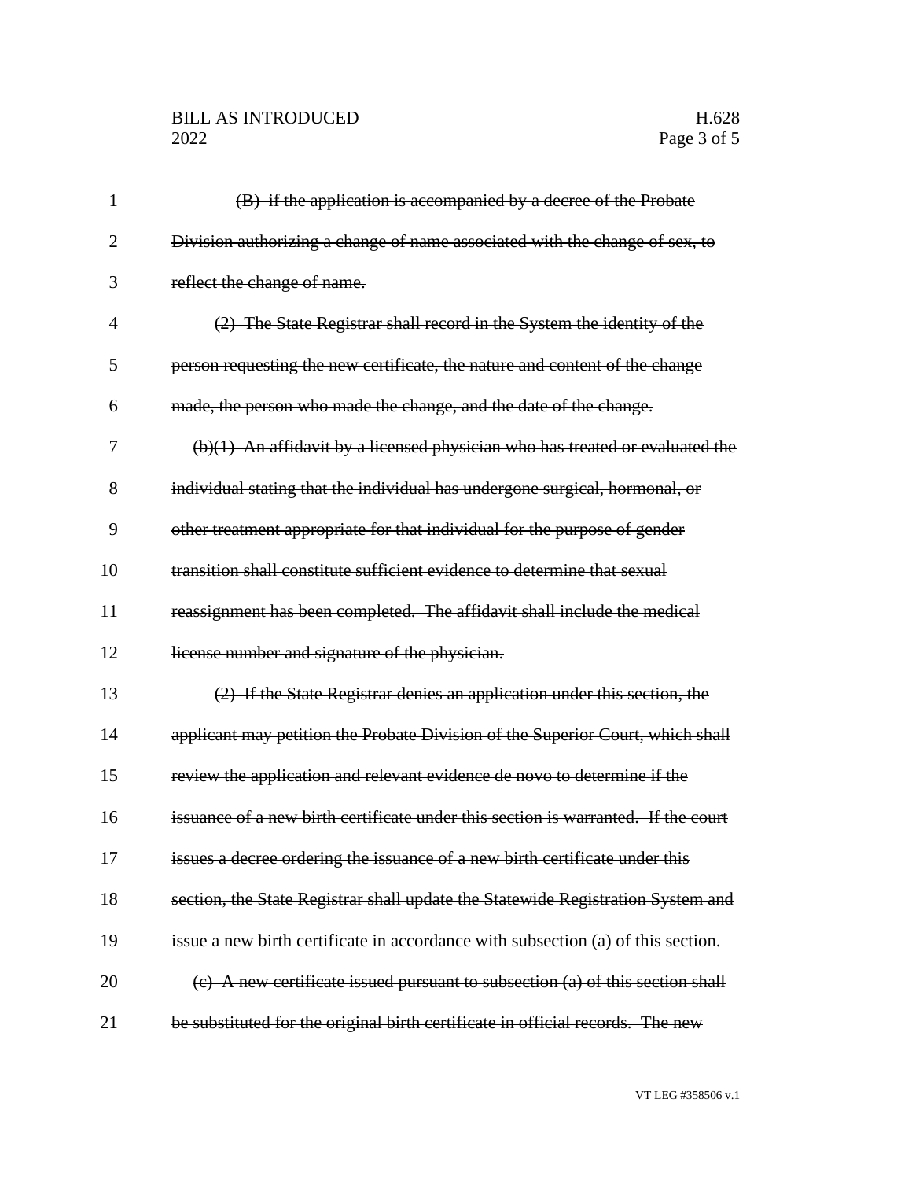~~(B) if the application is accompanied by a decree of the Probate Division authorizing a change of name associated with the change of sex, to reflect the change of name.~~

~~(2) The State Registrar shall record in the System the identity of the person requesting the new certificate, the nature and content of the change made, the person who made the change, and the date of the change.~~

~~(b)(1) An affidavit by a licensed physician who has treated or evaluated the individual stating that the individual has undergone surgical, hormonal, or other treatment appropriate for that individual for the purpose of gender transition shall constitute sufficient evidence to determine that sexual reassignment has been completed. The affidavit shall include the medical license number and signature of the physician.~~

~~(2) If the State Registrar denies an application under this section, the applicant may petition the Probate Division of the Superior Court, which shall review the application and relevant evidence de novo to determine if the issuance of a new birth certificate under this section is warranted. If the court issues a decree ordering the issuance of a new birth certificate under this section, the State Registrar shall update the Statewide Registration System and issue a new birth certificate in accordance with subsection (a) of this section.~~

~~(c) A new certificate issued pursuant to subsection (a) of this section shall be substituted for the original birth certificate in official records. The new~~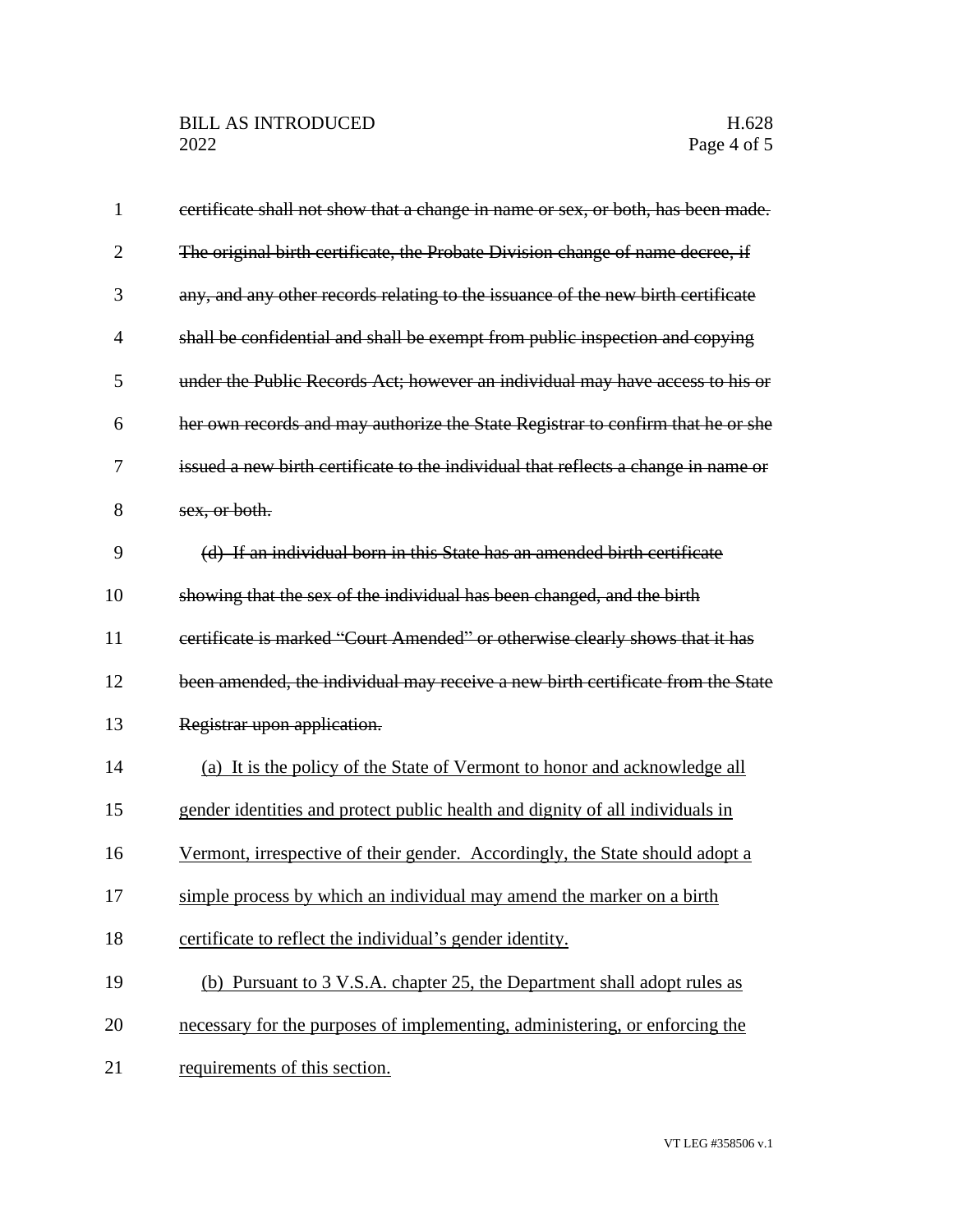~~certificate shall not show that a change in name or sex, or both, has been made. The original birth certificate, the Probate Division change of name decree, if any, and any other records relating to the issuance of the new birth certificate shall be confidential and shall be exempt from public inspection and copying under the Public Records Act; however an individual may have access to his or her own records and may authorize the State Registrar to confirm that he or she issued a new birth certificate to the individual that reflects a change in name or sex, or both.~~

~~(d) If an individual born in this State has an amended birth certificate showing that the sex of the individual has been changed, and the birth certificate is marked "Court Amended" or otherwise clearly shows that it has been amended, the individual may receive a new birth certificate from the State Registrar upon application.~~

<u>(a) It is the policy of the State of Vermont to honor and acknowledge all gender identities and protect public health and dignity of all individuals in Vermont, irrespective of their gender. Accordingly, the State should adopt a simple process by which an individual may amend the marker on a birth certificate to reflect the individual's gender identity.</u>

<u>(b) Pursuant to 3 V.S.A. chapter 25, the Department shall adopt rules as necessary for the purposes of implementing, administering, or enforcing the requirements of this section.</u>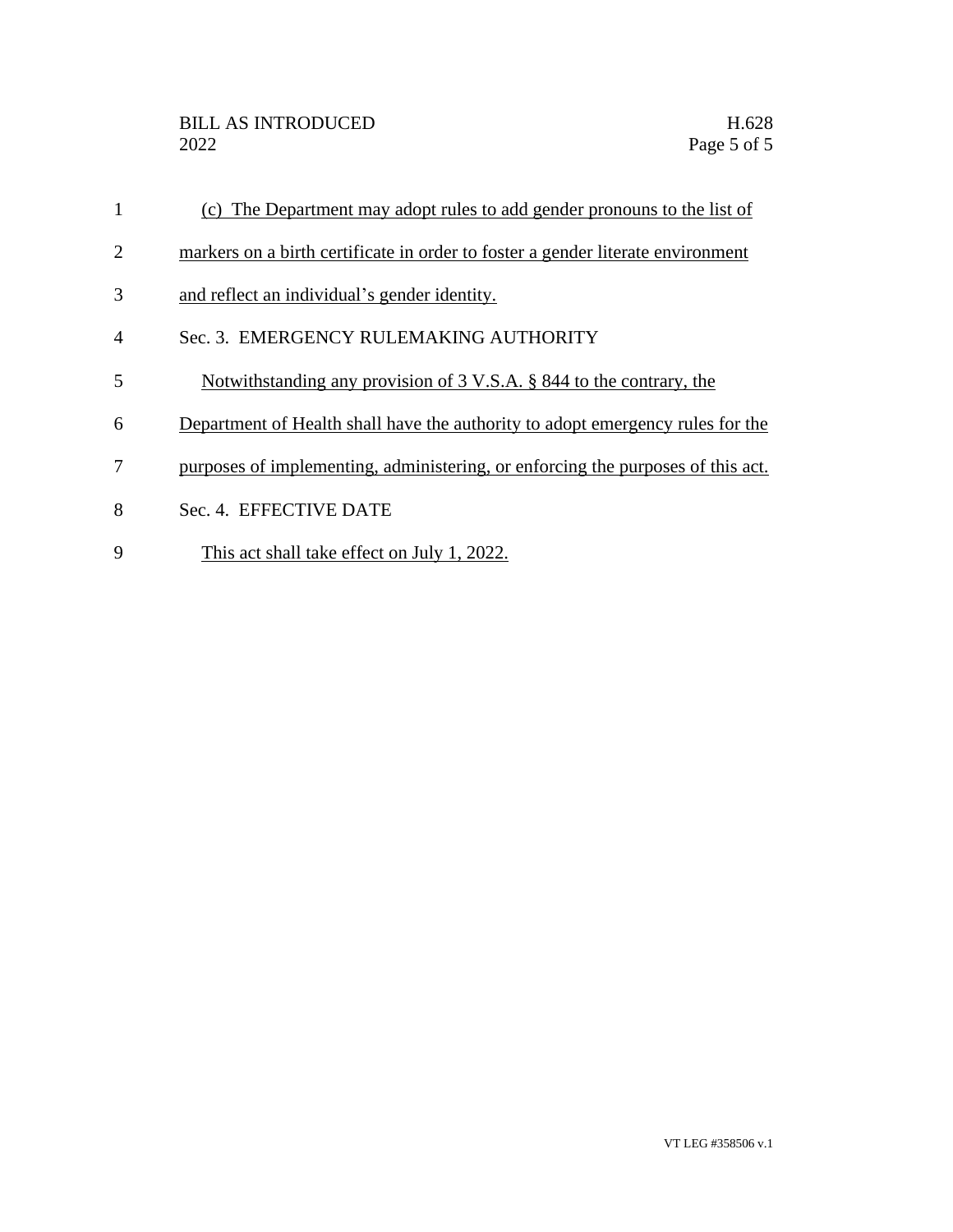(c) The Department may adopt rules to add gender pronouns to the list of markers on a birth certificate in order to foster a gender literate environment and reflect an individual's gender identity.

Sec. 3. EMERGENCY RULEMAKING AUTHORITY

Notwithstanding any provision of 3 V.S.A. § 844 to the contrary, the Department of Health shall have the authority to adopt emergency rules for the purposes of implementing, administering, or enforcing the purposes of this act.

Sec. 4. EFFECTIVE DATE

This act shall take effect on July 1, 2022.